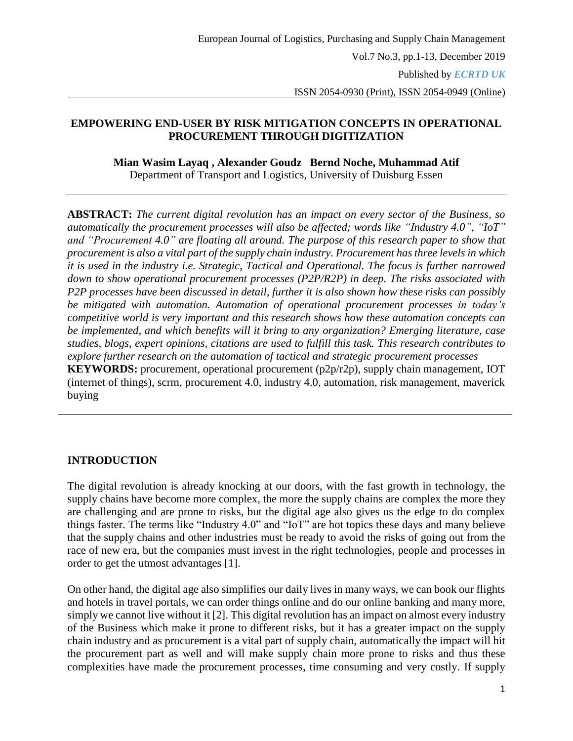# EMPOWERING END-USER BY RISK MITIGATION CONCEPTS IN OPERATIONAL PROCUREMENT THROUGH DIGITIZATION

**Mian Wasim Layaq , Alexander Goudz Bernd Noche, Muhammad Atif**
Department of Transport and Logistics, University of Duisburg Essen

---

**ABSTRACT:** *The current digital revolution has an impact on every sector of the Business, so automatically the procurement processes will also be affected; words like "Industry 4.0", "IoT" and "Procurement 4.0" are floating all around. The purpose of this research paper to show that procurement is also a vital part of the supply chain industry. Procurement has three levels in which it is used in the industry i.e. Strategic, Tactical and Operational. The focus is further narrowed down to show operational procurement processes (P2P/R2P) in deep. The risks associated with P2P processes have been discussed in detail, further it is also shown how these risks can possibly be mitigated with automation. Automation of operational procurement processes in today's competitive world is very important and this research shows how these automation concepts can be implemented, and which benefits will it bring to any organization? Emerging literature, case studies, blogs, expert opinions, citations are used to fulfill this task. This research contributes to explore further research on the automation of tactical and strategic procurement processes*

**KEYWORDS:** procurement, operational procurement (p2p/r2p), supply chain management, IOT (internet of things), scrm, procurement 4.0, industry 4.0, automation, risk management, maverick buying

---

## INTRODUCTION

The digital revolution is already knocking at our doors, with the fast growth in technology, the supply chains have become more complex, the more the supply chains are complex the more they are challenging and are prone to risks, but the digital age also gives us the edge to do complex things faster. The terms like "Industry 4.0" and "IoT" are hot topics these days and many believe that the supply chains and other industries must be ready to avoid the risks of going out from the race of new era, but the companies must invest in the right technologies, people and processes in order to get the utmost advantages [1].

On other hand, the digital age also simplifies our daily lives in many ways, we can book our flights and hotels in travel portals, we can order things online and do our online banking and many more, simply we cannot live without it [2]. This digital revolution has an impact on almost every industry of the Business which make it prone to different risks, but it has a greater impact on the supply chain industry and as procurement is a vital part of supply chain, automatically the impact will hit the procurement part as well and will make supply chain more prone to risks and thus these complexities have made the procurement processes, time consuming and very costly. If supply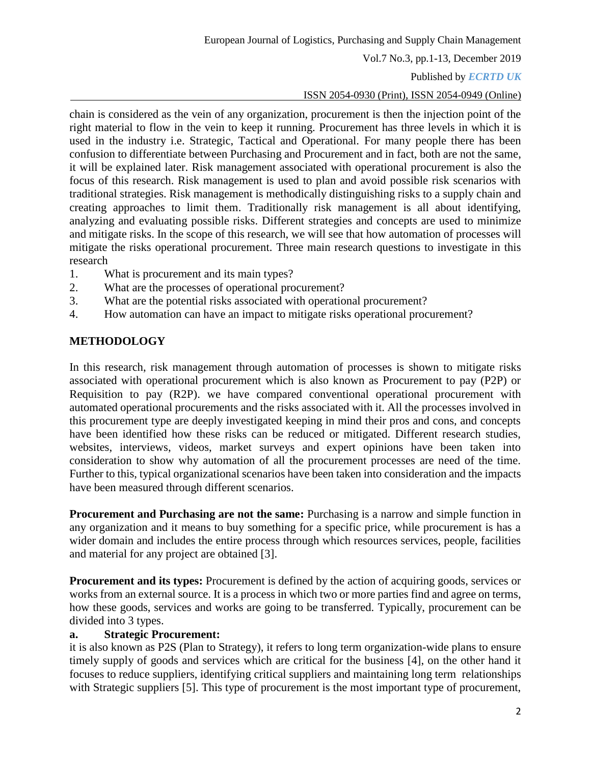chain is considered as the vein of any organization, procurement is then the injection point of the right material to flow in the vein to keep it running. Procurement has three levels in which it is used in the industry i.e. Strategic, Tactical and Operational. For many people there has been confusion to differentiate between Purchasing and Procurement and in fact, both are not the same, it will be explained later. Risk management associated with operational procurement is also the focus of this research. Risk management is used to plan and avoid possible risk scenarios with traditional strategies. Risk management is methodically distinguishing risks to a supply chain and creating approaches to limit them. Traditionally risk management is all about identifying, analyzing and evaluating possible risks. Different strategies and concepts are used to minimize and mitigate risks. In the scope of this research, we will see that how automation of processes will mitigate the risks operational procurement. Three main research questions to investigate in this research

1. What is procurement and its main types?
2. What are the processes of operational procurement?
3. What are the potential risks associated with operational procurement?
4. How automation can have an impact to mitigate risks operational procurement?

## METHODOLOGY

In this research, risk management through automation of processes is shown to mitigate risks associated with operational procurement which is also known as Procurement to pay (P2P) or Requisition to pay (R2P). we have compared conventional operational procurement with automated operational procurements and the risks associated with it. All the processes involved in this procurement type are deeply investigated keeping in mind their pros and cons, and concepts have been identified how these risks can be reduced or mitigated. Different research studies, websites, interviews, videos, market surveys and expert opinions have been taken into consideration to show why automation of all the procurement processes are need of the time. Further to this, typical organizational scenarios have been taken into consideration and the impacts have been measured through different scenarios.

**Procurement and Purchasing are not the same:** Purchasing is a narrow and simple function in any organization and it means to buy something for a specific price, while procurement is has a wider domain and includes the entire process through which resources services, people, facilities and material for any project are obtained [3].

**Procurement and its types:** Procurement is defined by the action of acquiring goods, services or works from an external source. It is a process in which two or more parties find and agree on terms, how these goods, services and works are going to be transferred. Typically, procurement can be divided into 3 types.

**a. Strategic Procurement:**

it is also known as P2S (Plan to Strategy), it refers to long term organization-wide plans to ensure timely supply of goods and services which are critical for the business [4], on the other hand it focuses to reduce suppliers, identifying critical suppliers and maintaining long term relationships with Strategic suppliers [5]. This type of procurement is the most important type of procurement,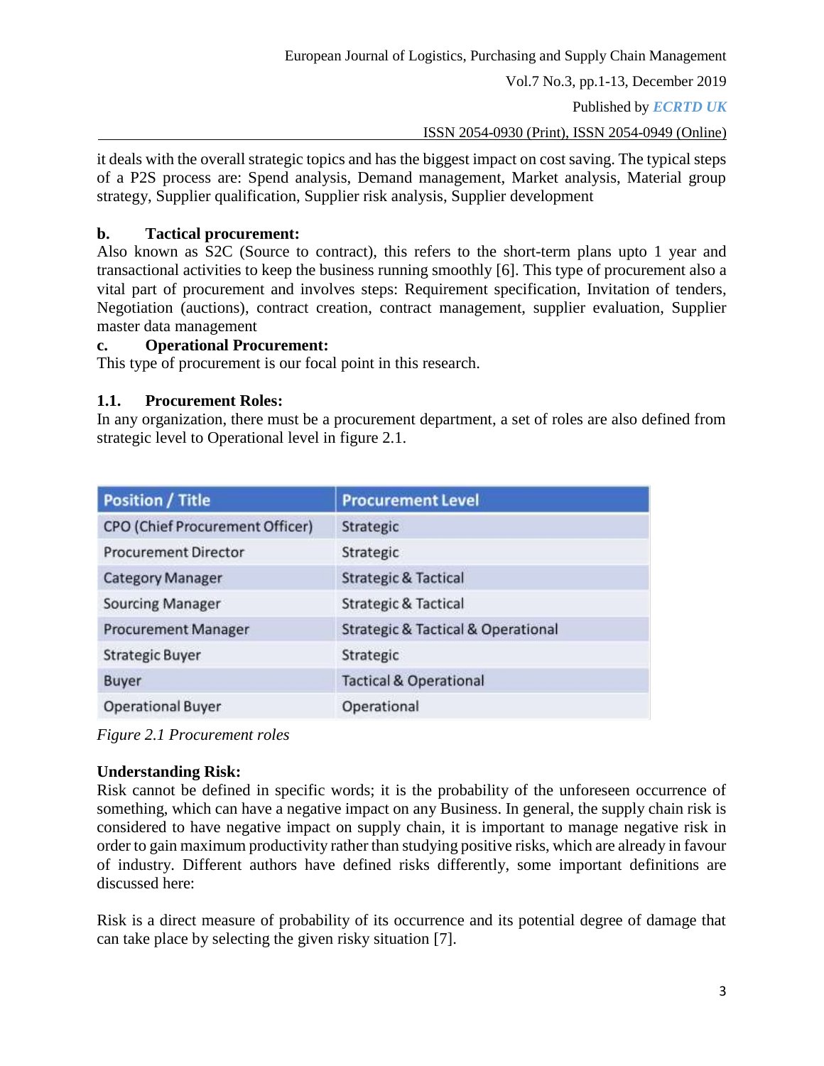it deals with the overall strategic topics and has the biggest impact on cost saving. The typical steps of a P2S process are: Spend analysis, Demand management, Market analysis, Material group strategy, Supplier qualification, Supplier risk analysis, Supplier development

**b. Tactical procurement:**

Also known as S2C (Source to contract), this refers to the short-term plans upto 1 year and transactional activities to keep the business running smoothly [6]. This type of procurement also a vital part of procurement and involves steps: Requirement specification, Invitation of tenders, Negotiation (auctions), contract creation, contract management, supplier evaluation, Supplier master data management

**c. Operational Procurement:**

This type of procurement is our focal point in this research.

## 1.1. Procurement Roles:

In any organization, there must be a procurement department, a set of roles are also defined from strategic level to Operational level in figure 2.1.

| Position / Title | Procurement Level |
|---|---|
| CPO (Chief Procurement Officer) | Strategic |
| Procurement Director | Strategic |
| Category Manager | Strategic & Tactical |
| Sourcing Manager | Strategic & Tactical |
| Procurement Manager | Strategic & Tactical & Operational |
| Strategic Buyer | Strategic |
| Buyer | Tactical & Operational |
| Operational Buyer | Operational |

*Figure 2.1 Procurement roles*

**Understanding Risk:**

Risk cannot be defined in specific words; it is the probability of the unforeseen occurrence of something, which can have a negative impact on any Business. In general, the supply chain risk is considered to have negative impact on supply chain, it is important to manage negative risk in order to gain maximum productivity rather than studying positive risks, which are already in favour of industry. Different authors have defined risks differently, some important definitions are discussed here:

Risk is a direct measure of probability of its occurrence and its potential degree of damage that can take place by selecting the given risky situation [7].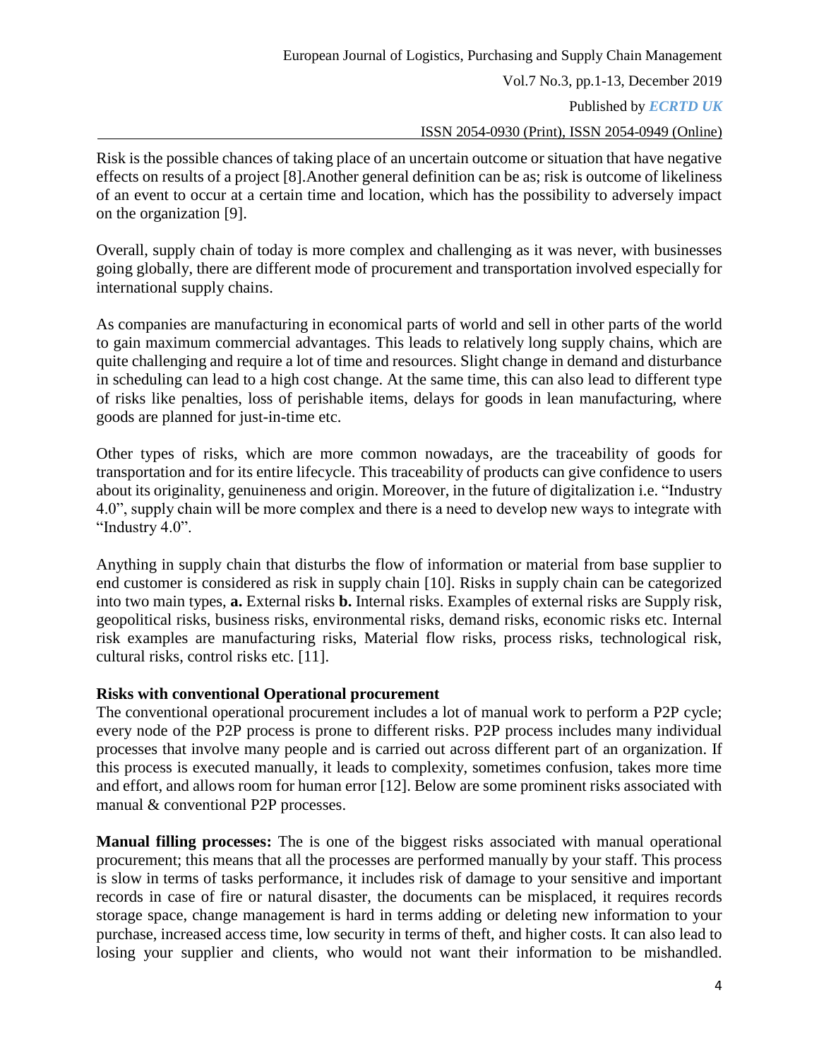Risk is the possible chances of taking place of an uncertain outcome or situation that have negative effects on results of a project [8].Another general definition can be as; risk is outcome of likeliness of an event to occur at a certain time and location, which has the possibility to adversely impact on the organization [9].

Overall, supply chain of today is more complex and challenging as it was never, with businesses going globally, there are different mode of procurement and transportation involved especially for international supply chains.

As companies are manufacturing in economical parts of world and sell in other parts of the world to gain maximum commercial advantages. This leads to relatively long supply chains, which are quite challenging and require a lot of time and resources. Slight change in demand and disturbance in scheduling can lead to a high cost change. At the same time, this can also lead to different type of risks like penalties, loss of perishable items, delays for goods in lean manufacturing, where goods are planned for just-in-time etc.

Other types of risks, which are more common nowadays, are the traceability of goods for transportation and for its entire lifecycle. This traceability of products can give confidence to users about its originality, genuineness and origin. Moreover, in the future of digitalization i.e. "Industry 4.0", supply chain will be more complex and there is a need to develop new ways to integrate with "Industry 4.0".

Anything in supply chain that disturbs the flow of information or material from base supplier to end customer is considered as risk in supply chain [10]. Risks in supply chain can be categorized into two main types, **a.** External risks **b.** Internal risks. Examples of external risks are Supply risk, geopolitical risks, business risks, environmental risks, demand risks, economic risks etc. Internal risk examples are manufacturing risks, Material flow risks, process risks, technological risk, cultural risks, control risks etc. [11].

**Risks with conventional Operational procurement**

The conventional operational procurement includes a lot of manual work to perform a P2P cycle; every node of the P2P process is prone to different risks. P2P process includes many individual processes that involve many people and is carried out across different part of an organization. If this process is executed manually, it leads to complexity, sometimes confusion, takes more time and effort, and allows room for human error [12]. Below are some prominent risks associated with manual & conventional P2P processes.

**Manual filling processes:** The is one of the biggest risks associated with manual operational procurement; this means that all the processes are performed manually by your staff. This process is slow in terms of tasks performance, it includes risk of damage to your sensitive and important records in case of fire or natural disaster, the documents can be misplaced, it requires records storage space, change management is hard in terms adding or deleting new information to your purchase, increased access time, low security in terms of theft, and higher costs. It can also lead to losing your supplier and clients, who would not want their information to be mishandled.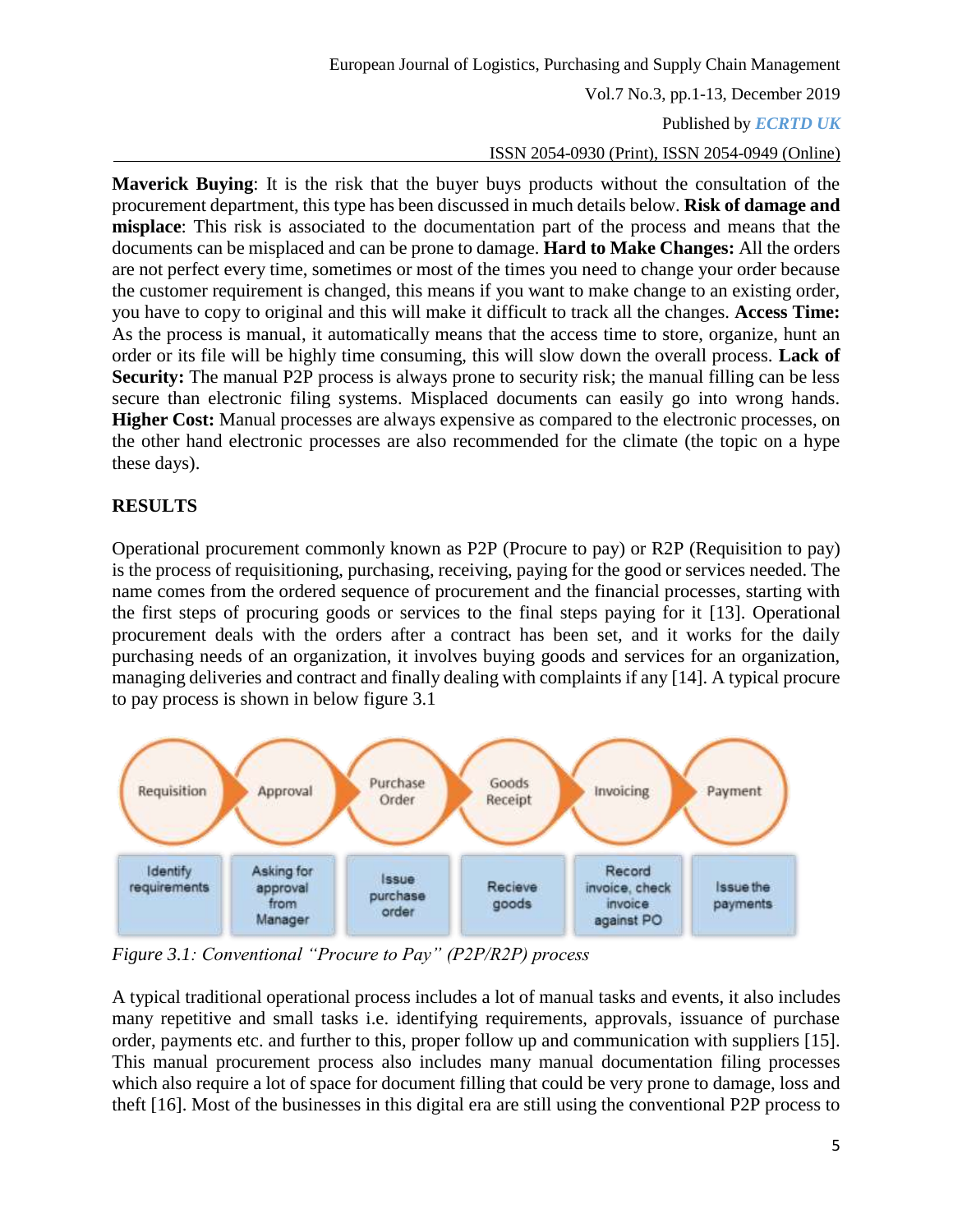**Maverick Buying**: It is the risk that the buyer buys products without the consultation of the procurement department, this type has been discussed in much details below. **Risk of damage and misplace**: This risk is associated to the documentation part of the process and means that the documents can be misplaced and can be prone to damage. **Hard to Make Changes:** All the orders are not perfect every time, sometimes or most of the times you need to change your order because the customer requirement is changed, this means if you want to make change to an existing order, you have to copy to original and this will make it difficult to track all the changes. **Access Time:** As the process is manual, it automatically means that the access time to store, organize, hunt an order or its file will be highly time consuming, this will slow down the overall process. **Lack of Security:** The manual P2P process is always prone to security risk; the manual filling can be less secure than electronic filing systems. Misplaced documents can easily go into wrong hands. **Higher Cost:** Manual processes are always expensive as compared to the electronic processes, on the other hand electronic processes are also recommended for the climate (the topic on a hype these days).

## RESULTS

Operational procurement commonly known as P2P (Procure to pay) or R2P (Requisition to pay) is the process of requisitioning, purchasing, receiving, paying for the good or services needed. The name comes from the ordered sequence of procurement and the financial processes, starting with the first steps of procuring goods or services to the final steps paying for it [13]. Operational procurement deals with the orders after a contract has been set, and it works for the daily purchasing needs of an organization, it involves buying goods and services for an organization, managing deliveries and contract and finally dealing with complaints if any [14]. A typical procure to pay process is shown in below figure 3.1

| Requisition | Approval | Purchase Order | Goods Receipt | Invoicing | Payment |
|---|---|---|---|---|---|
| Identify requirements | Asking for approval from Manager | Issue purchase order | Recieve goods | Record invoice, check invoice against PO | Issue the payments |

*Figure 3.1: Conventional "Procure to Pay" (P2P/R2P) process*

A typical traditional operational process includes a lot of manual tasks and events, it also includes many repetitive and small tasks i.e. identifying requirements, approvals, issuance of purchase order, payments etc. and further to this, proper follow up and communication with suppliers [15]. This manual procurement process also includes many manual documentation filing processes which also require a lot of space for document filling that could be very prone to damage, loss and theft [16]. Most of the businesses in this digital era are still using the conventional P2P process to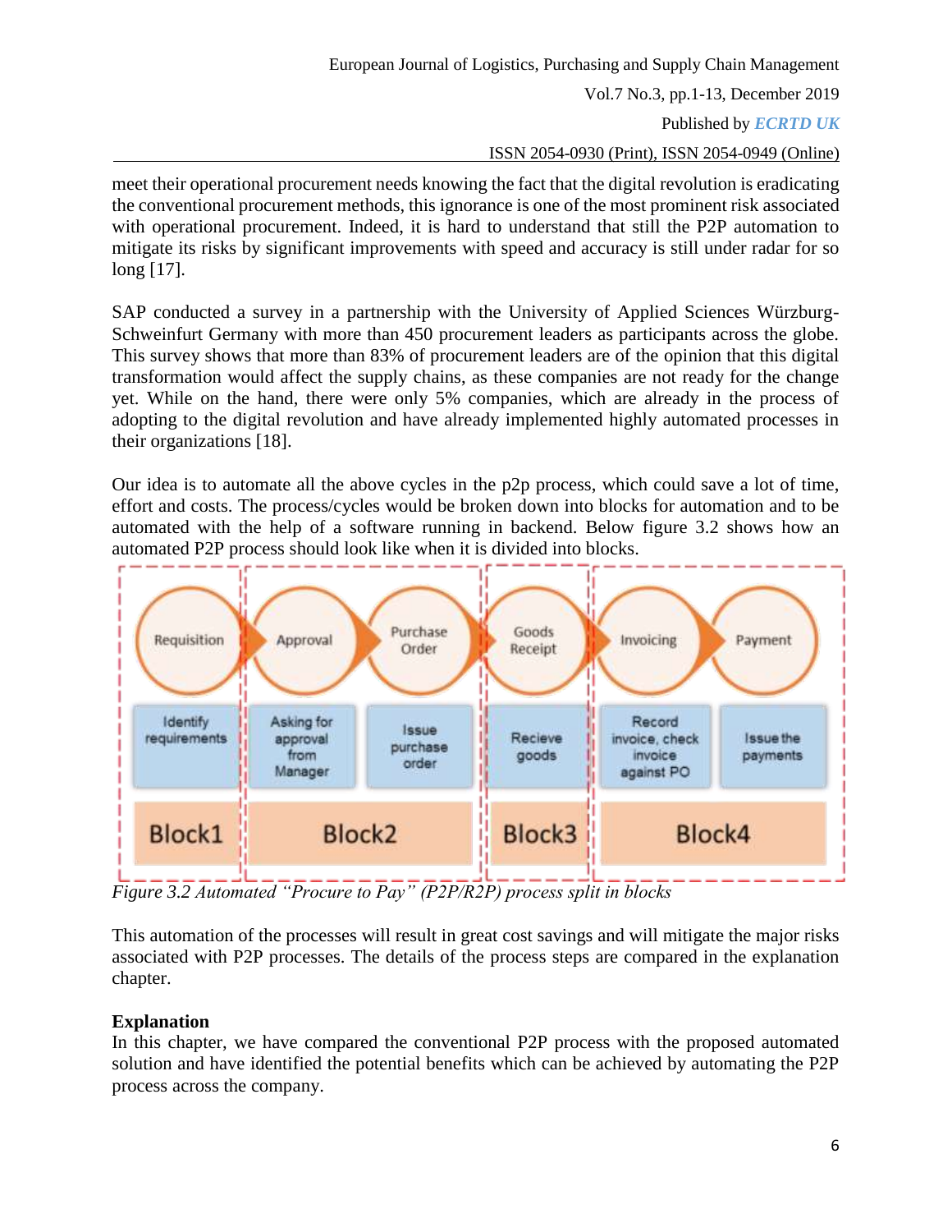meet their operational procurement needs knowing the fact that the digital revolution is eradicating the conventional procurement methods, this ignorance is one of the most prominent risk associated with operational procurement. Indeed, it is hard to understand that still the P2P automation to mitigate its risks by significant improvements with speed and accuracy is still under radar for so long [17].

SAP conducted a survey in a partnership with the University of Applied Sciences Würzburg-Schweinfurt Germany with more than 450 procurement leaders as participants across the globe. This survey shows that more than 83% of procurement leaders are of the opinion that this digital transformation would affect the supply chains, as these companies are not ready for the change yet. While on the hand, there were only 5% companies, which are already in the process of adopting to the digital revolution and have already implemented highly automated processes in their organizations [18].

Our idea is to automate all the above cycles in the p2p process, which could save a lot of time, effort and costs. The process/cycles would be broken down into blocks for automation and to be automated with the help of a software running in backend. Below figure 3.2 shows how an automated P2P process should look like when it is divided into blocks.

*Figure 3.2 Automated "Procure to Pay" (P2P/R2P) process split in blocks*

This automation of the processes will result in great cost savings and will mitigate the major risks associated with P2P processes. The details of the process steps are compared in the explanation chapter.

## Explanation

In this chapter, we have compared the conventional P2P process with the proposed automated solution and have identified the potential benefits which can be achieved by automating the P2P process across the company.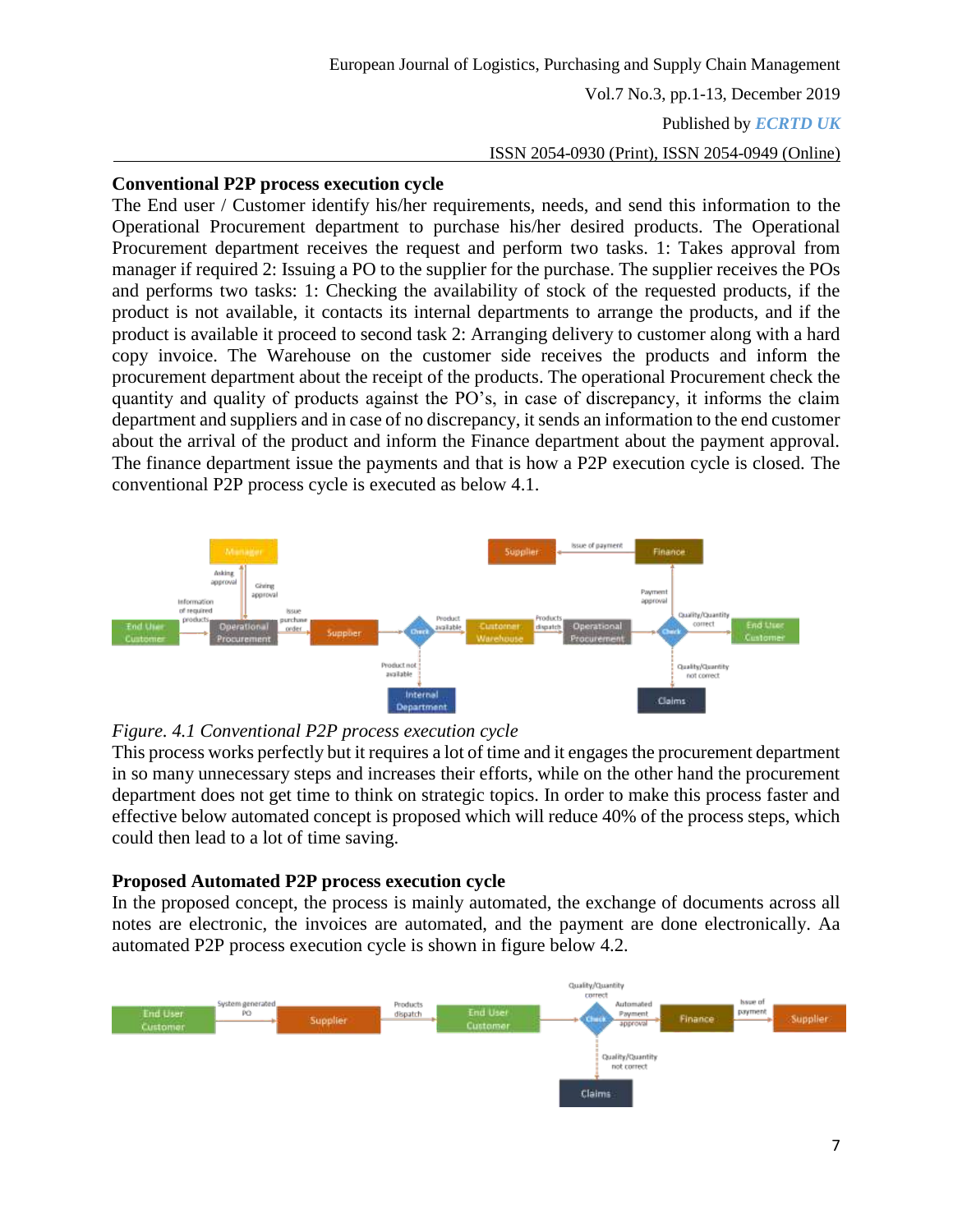## Conventional P2P process execution cycle

The End user / Customer identify his/her requirements, needs, and send this information to the Operational Procurement department to purchase his/her desired products. The Operational Procurement department receives the request and perform two tasks. 1: Takes approval from manager if required 2: Issuing a PO to the supplier for the purchase. The supplier receives the POs and performs two tasks: 1: Checking the availability of stock of the requested products, if the product is not available, it contacts its internal departments to arrange the products, and if the product is available it proceed to second task 2: Arranging delivery to customer along with a hard copy invoice. The Warehouse on the customer side receives the products and inform the procurement department about the receipt of the products. The operational Procurement check the quantity and quality of products against the PO's, in case of discrepancy, it informs the claim department and suppliers and in case of no discrepancy, it sends an information to the end customer about the arrival of the product and inform the Finance department about the payment approval. The finance department issue the payments and that is how a P2P execution cycle is closed. The conventional P2P process cycle is executed as below 4.1.

*Figure. 4.1 Conventional P2P process execution cycle*

This process works perfectly but it requires a lot of time and it engages the procurement department in so many unnecessary steps and increases their efforts, while on the other hand the procurement department does not get time to think on strategic topics. In order to make this process faster and effective below automated concept is proposed which will reduce 40% of the process steps, which could then lead to a lot of time saving.

## Proposed Automated P2P process execution cycle

In the proposed concept, the process is mainly automated, the exchange of documents across all notes are electronic, the invoices are automated, and the payment are done electronically. Aa automated P2P process execution cycle is shown in figure below 4.2.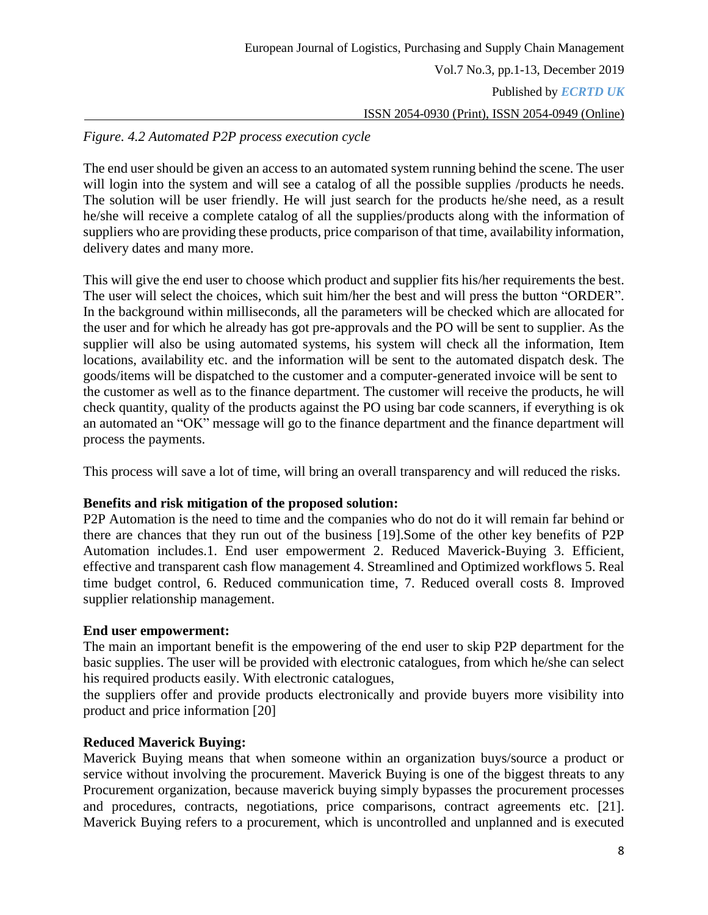*Figure. 4.2 Automated P2P process execution cycle*

The end user should be given an access to an automated system running behind the scene. The user will login into the system and will see a catalog of all the possible supplies /products he needs. The solution will be user friendly. He will just search for the products he/she need, as a result he/she will receive a complete catalog of all the supplies/products along with the information of suppliers who are providing these products, price comparison of that time, availability information, delivery dates and many more.

This will give the end user to choose which product and supplier fits his/her requirements the best. The user will select the choices, which suit him/her the best and will press the button "ORDER". In the background within milliseconds, all the parameters will be checked which are allocated for the user and for which he already has got pre-approvals and the PO will be sent to supplier. As the supplier will also be using automated systems, his system will check all the information, Item locations, availability etc. and the information will be sent to the automated dispatch desk. The goods/items will be dispatched to the customer and a computer-generated invoice will be sent to the customer as well as to the finance department. The customer will receive the products, he will check quantity, quality of the products against the PO using bar code scanners, if everything is ok an automated an "OK" message will go to the finance department and the finance department will process the payments.

This process will save a lot of time, will bring an overall transparency and will reduced the risks.

**Benefits and risk mitigation of the proposed solution:**

P2P Automation is the need to time and the companies who do not do it will remain far behind or there are chances that they run out of the business [19].Some of the other key benefits of P2P Automation includes.1. End user empowerment 2. Reduced Maverick-Buying 3. Efficient, effective and transparent cash flow management 4. Streamlined and Optimized workflows 5. Real time budget control, 6. Reduced communication time, 7. Reduced overall costs 8. Improved supplier relationship management.

**End user empowerment:**

The main an important benefit is the empowering of the end user to skip P2P department for the basic supplies. The user will be provided with electronic catalogues, from which he/she can select his required products easily. With electronic catalogues, the suppliers offer and provide products electronically and provide buyers more visibility into product and price information [20]

**Reduced Maverick Buying:**

Maverick Buying means that when someone within an organization buys/source a product or service without involving the procurement. Maverick Buying is one of the biggest threats to any Procurement organization, because maverick buying simply bypasses the procurement processes and procedures, contracts, negotiations, price comparisons, contract agreements etc. [21]. Maverick Buying refers to a procurement, which is uncontrolled and unplanned and is executed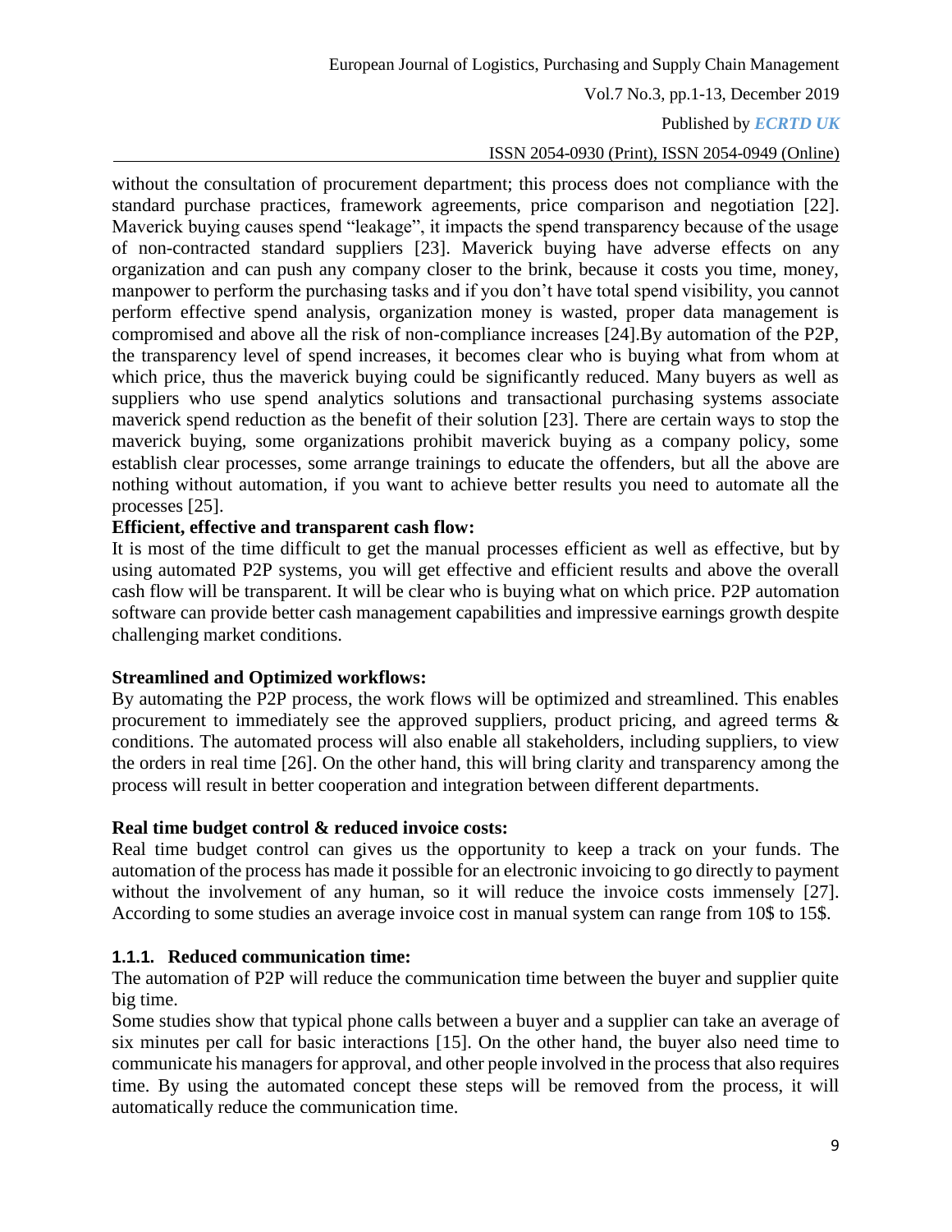without the consultation of procurement department; this process does not compliance with the standard purchase practices, framework agreements, price comparison and negotiation [22]. Maverick buying causes spend "leakage", it impacts the spend transparency because of the usage of non-contracted standard suppliers [23]. Maverick buying have adverse effects on any organization and can push any company closer to the brink, because it costs you time, money, manpower to perform the purchasing tasks and if you don't have total spend visibility, you cannot perform effective spend analysis, organization money is wasted, proper data management is compromised and above all the risk of non-compliance increases [24].By automation of the P2P, the transparency level of spend increases, it becomes clear who is buying what from whom at which price, thus the maverick buying could be significantly reduced. Many buyers as well as suppliers who use spend analytics solutions and transactional purchasing systems associate maverick spend reduction as the benefit of their solution [23]. There are certain ways to stop the maverick buying, some organizations prohibit maverick buying as a company policy, some establish clear processes, some arrange trainings to educate the offenders, but all the above are nothing without automation, if you want to achieve better results you need to automate all the processes [25].

**Efficient, effective and transparent cash flow:**

It is most of the time difficult to get the manual processes efficient as well as effective, but by using automated P2P systems, you will get effective and efficient results and above the overall cash flow will be transparent. It will be clear who is buying what on which price. P2P automation software can provide better cash management capabilities and impressive earnings growth despite challenging market conditions.

**Streamlined and Optimized workflows:**

By automating the P2P process, the work flows will be optimized and streamlined. This enables procurement to immediately see the approved suppliers, product pricing, and agreed terms & conditions. The automated process will also enable all stakeholders, including suppliers, to view the orders in real time [26]. On the other hand, this will bring clarity and transparency among the process will result in better cooperation and integration between different departments.

**Real time budget control & reduced invoice costs:**

Real time budget control can gives us the opportunity to keep a track on your funds. The automation of the process has made it possible for an electronic invoicing to go directly to payment without the involvement of any human, so it will reduce the invoice costs immensely [27]. According to some studies an average invoice cost in manual system can range from 10$ to 15$.

#### 1.1.1. Reduced communication time:

The automation of P2P will reduce the communication time between the buyer and supplier quite big time.

Some studies show that typical phone calls between a buyer and a supplier can take an average of six minutes per call for basic interactions [15]. On the other hand, the buyer also need time to communicate his managers for approval, and other people involved in the process that also requires time. By using the automated concept these steps will be removed from the process, it will automatically reduce the communication time.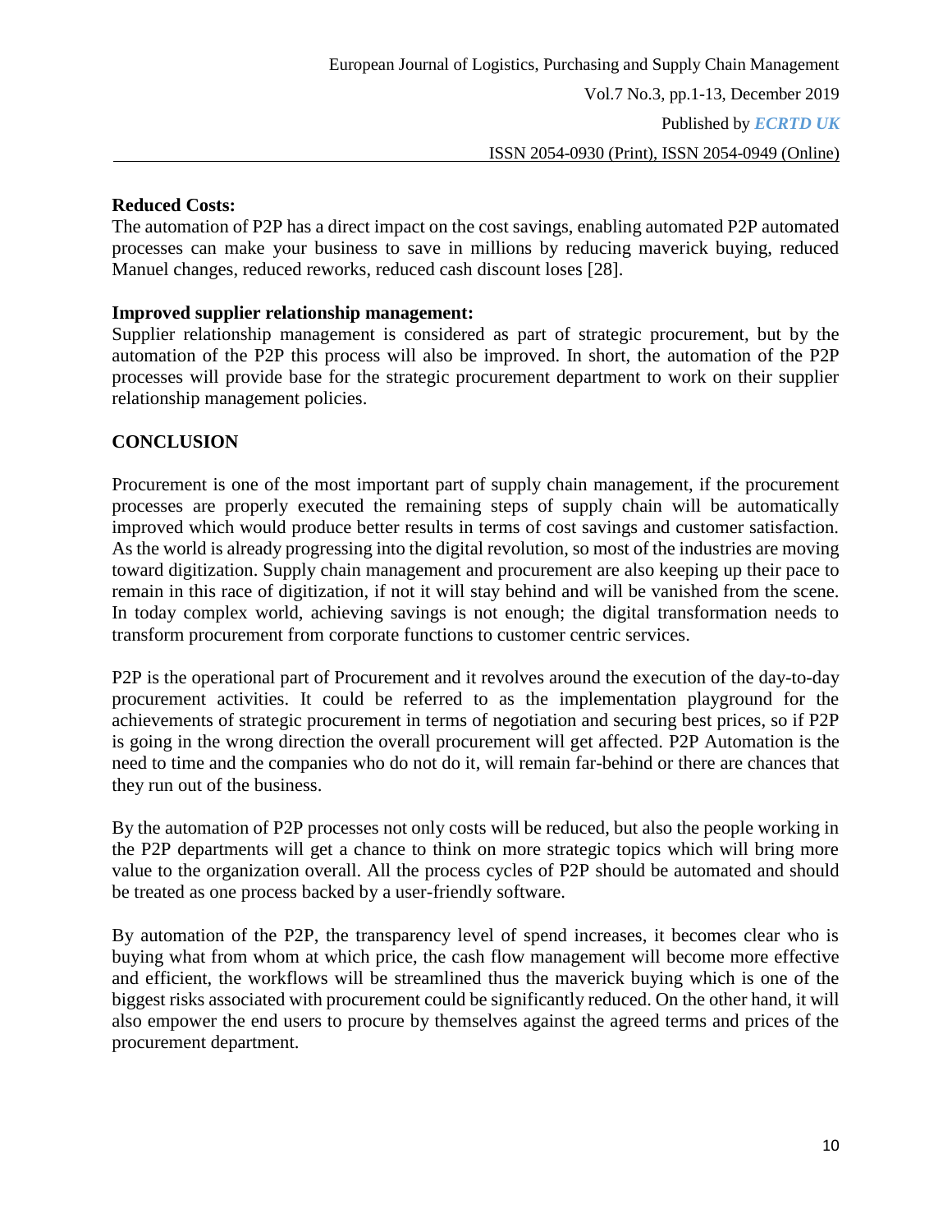**Reduced Costs:**
The automation of P2P has a direct impact on the cost savings, enabling automated P2P automated processes can make your business to save in millions by reducing maverick buying, reduced Manuel changes, reduced reworks, reduced cash discount loses [28].

**Improved supplier relationship management:**
Supplier relationship management is considered as part of strategic procurement, but by the automation of the P2P this process will also be improved. In short, the automation of the P2P processes will provide base for the strategic procurement department to work on their supplier relationship management policies.

## CONCLUSION

Procurement is one of the most important part of supply chain management, if the procurement processes are properly executed the remaining steps of supply chain will be automatically improved which would produce better results in terms of cost savings and customer satisfaction. As the world is already progressing into the digital revolution, so most of the industries are moving toward digitization. Supply chain management and procurement are also keeping up their pace to remain in this race of digitization, if not it will stay behind and will be vanished from the scene. In today complex world, achieving savings is not enough; the digital transformation needs to transform procurement from corporate functions to customer centric services.

P2P is the operational part of Procurement and it revolves around the execution of the day-to-day procurement activities. It could be referred to as the implementation playground for the achievements of strategic procurement in terms of negotiation and securing best prices, so if P2P is going in the wrong direction the overall procurement will get affected. P2P Automation is the need to time and the companies who do not do it, will remain far-behind or there are chances that they run out of the business.

By the automation of P2P processes not only costs will be reduced, but also the people working in the P2P departments will get a chance to think on more strategic topics which will bring more value to the organization overall. All the process cycles of P2P should be automated and should be treated as one process backed by a user-friendly software.

By automation of the P2P, the transparency level of spend increases, it becomes clear who is buying what from whom at which price, the cash flow management will become more effective and efficient, the workflows will be streamlined thus the maverick buying which is one of the biggest risks associated with procurement could be significantly reduced. On the other hand, it will also empower the end users to procure by themselves against the agreed terms and prices of the procurement department.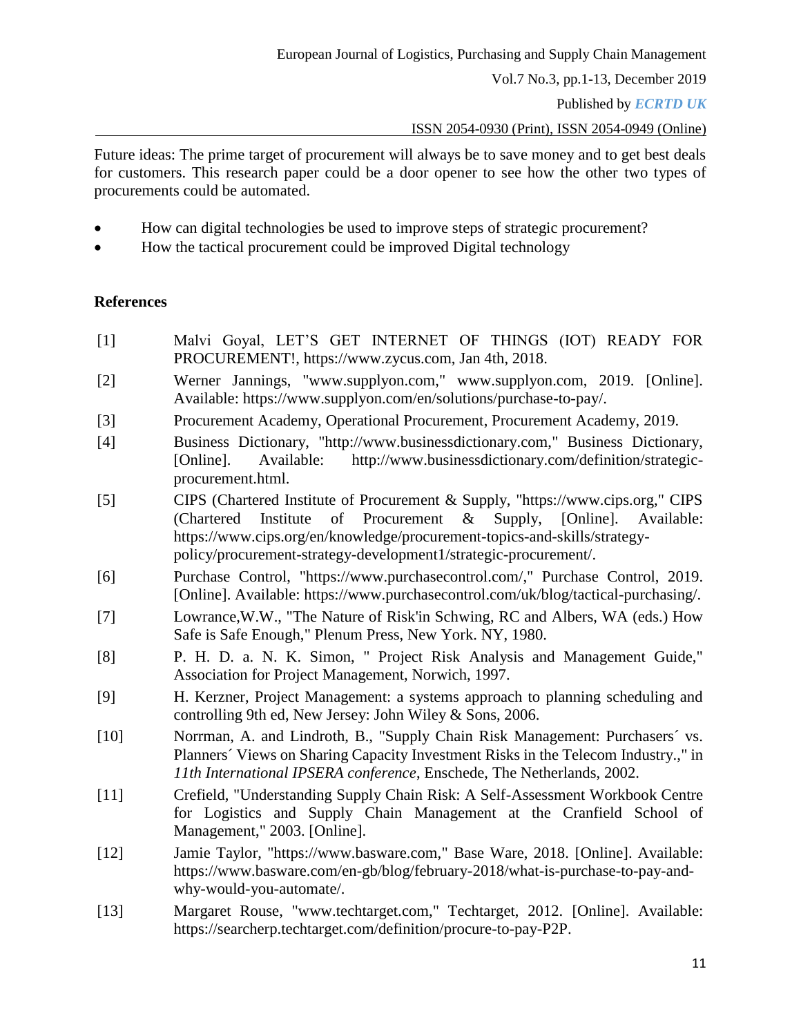Future ideas: The prime target of procurement will always be to save money and to get best deals for customers. This research paper could be a door opener to see how the other two types of procurements could be automated.

- How can digital technologies be used to improve steps of strategic procurement?
- How the tactical procurement could be improved Digital technology

## References

[1] Malvi Goyal, LET'S GET INTERNET OF THINGS (IOT) READY FOR PROCUREMENT!, https://www.zycus.com, Jan 4th, 2018.

[2] Werner Jannings, "www.supplyon.com," www.supplyon.com, 2019. [Online]. Available: https://www.supplyon.com/en/solutions/purchase-to-pay/.

[3] Procurement Academy, Operational Procurement, Procurement Academy, 2019.

[4] Business Dictionary, "http://www.businessdictionary.com," Business Dictionary, [Online]. Available: http://www.businessdictionary.com/definition/strategic-procurement.html.

[5] CIPS (Chartered Institute of Procurement & Supply, "https://www.cips.org," CIPS (Chartered Institute of Procurement & Supply, [Online]. Available: https://www.cips.org/en/knowledge/procurement-topics-and-skills/strategy-policy/procurement-strategy-development1/strategic-procurement/.

[6] Purchase Control, "https://www.purchasecontrol.com/," Purchase Control, 2019. [Online]. Available: https://www.purchasecontrol.com/uk/blog/tactical-purchasing/.

[7] Lowrance,W.W., "The Nature of Risk'in Schwing, RC and Albers, WA (eds.) How Safe is Safe Enough," Plenum Press, New York. NY, 1980.

[8] P. H. D. a. N. K. Simon, " Project Risk Analysis and Management Guide," Association for Project Management, Norwich, 1997.

[9] H. Kerzner, Project Management: a systems approach to planning scheduling and controlling 9th ed, New Jersey: John Wiley & Sons, 2006.

[10] Norrman, A. and Lindroth, B., "Supply Chain Risk Management: Purchasers´ vs. Planners´ Views on Sharing Capacity Investment Risks in the Telecom Industry.," in *11th International IPSERA conference*, Enschede, The Netherlands, 2002.

[11] Crefield, "Understanding Supply Chain Risk: A Self-Assessment Workbook Centre for Logistics and Supply Chain Management at the Cranfield School of Management," 2003. [Online].

[12] Jamie Taylor, "https://www.basware.com," Base Ware, 2018. [Online]. Available: https://www.basware.com/en-gb/blog/february-2018/what-is-purchase-to-pay-and-why-would-you-automate/.

[13] Margaret Rouse, "www.techtarget.com," Techtarget, 2012. [Online]. Available: https://searcherp.techtarget.com/definition/procure-to-pay-P2P.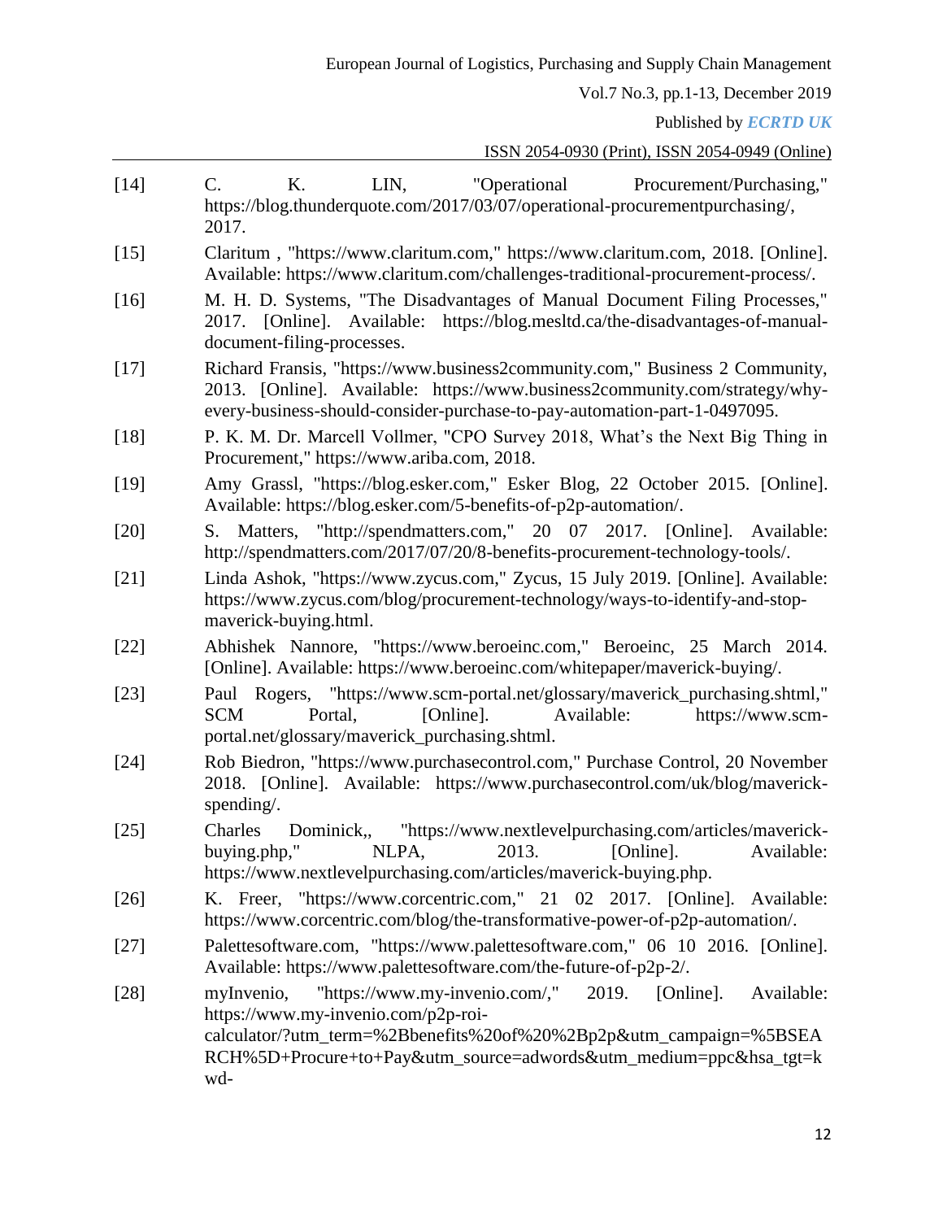[14] C. K. LIN, "Operational Procurement/Purchasing," https://blog.thunderquote.com/2017/03/07/operational-procurementpurchasing/, 2017.

[15] Claritum , "https://www.claritum.com," https://www.claritum.com, 2018. [Online]. Available: https://www.claritum.com/challenges-traditional-procurement-process/.

[16] M. H. D. Systems, "The Disadvantages of Manual Document Filing Processes," 2017. [Online]. Available: https://blog.mesltd.ca/the-disadvantages-of-manual-document-filing-processes.

[17] Richard Fransis, "https://www.business2community.com," Business 2 Community, 2013. [Online]. Available: https://www.business2community.com/strategy/why-every-business-should-consider-purchase-to-pay-automation-part-1-0497095.

[18] P. K. M. Dr. Marcell Vollmer, "CPO Survey 2018, What's the Next Big Thing in Procurement," https://www.ariba.com, 2018.

[19] Amy Grassl, "https://blog.esker.com," Esker Blog, 22 October 2015. [Online]. Available: https://blog.esker.com/5-benefits-of-p2p-automation/.

[20] S. Matters, "http://spendmatters.com," 20 07 2017. [Online]. Available: http://spendmatters.com/2017/07/20/8-benefits-procurement-technology-tools/.

[21] Linda Ashok, "https://www.zycus.com," Zycus, 15 July 2019. [Online]. Available: https://www.zycus.com/blog/procurement-technology/ways-to-identify-and-stop-maverick-buying.html.

[22] Abhishek Nannore, "https://www.beroeinc.com," Beroeinc, 25 March 2014. [Online]. Available: https://www.beroeinc.com/whitepaper/maverick-buying/.

[23] Paul Rogers, "https://www.scm-portal.net/glossary/maverick_purchasing.shtml," SCM Portal, [Online]. Available: https://www.scm-portal.net/glossary/maverick_purchasing.shtml.

[24] Rob Biedron, "https://www.purchasecontrol.com," Purchase Control, 20 November 2018. [Online]. Available: https://www.purchasecontrol.com/uk/blog/maverick-spending/.

[25] Charles Dominick,, "https://www.nextlevelpurchasing.com/articles/maverick-buying.php," NLPA, 2013. [Online]. Available: https://www.nextlevelpurchasing.com/articles/maverick-buying.php.

[26] K. Freer, "https://www.corcentric.com," 21 02 2017. [Online]. Available: https://www.corcentric.com/blog/the-transformative-power-of-p2p-automation/.

[27] Palettesoftware.com, "https://www.palettesoftware.com," 06 10 2016. [Online]. Available: https://www.palettesoftware.com/the-future-of-p2p-2/.

[28] myInvenio, "https://www.my-invenio.com/," 2019. [Online]. Available: https://www.my-invenio.com/p2p-roi-calculator/?utm_term=%2Bbenefits%20of%20%2Bp2p&utm_campaign=%5BSEARCH%5D+Procure+to+Pay&utm_source=adwords&utm_medium=ppc&hsa_tgt=kwd-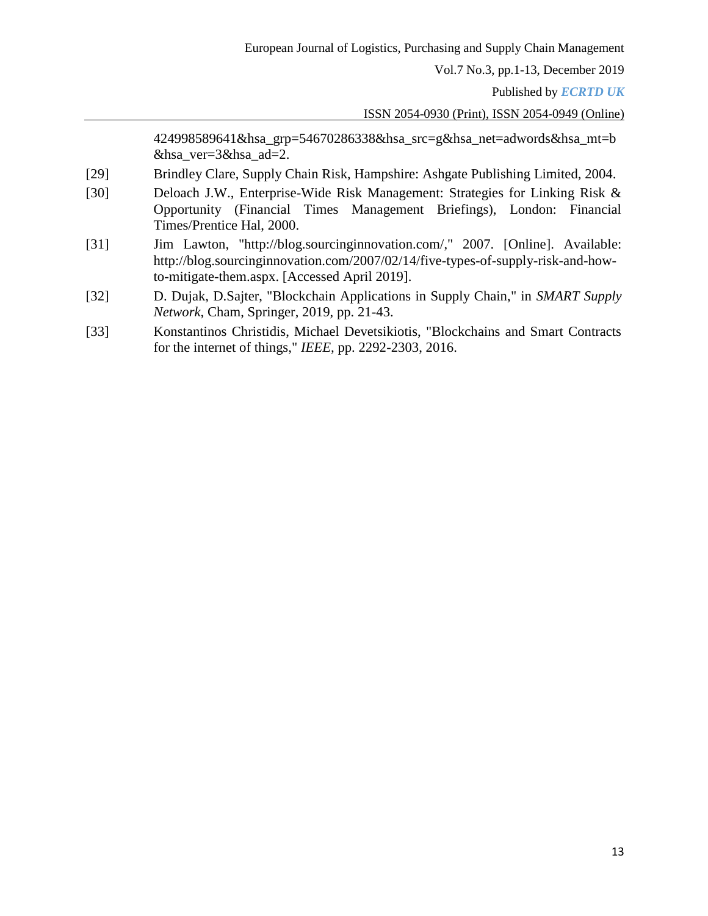424998589641&hsa_grp=54670286338&hsa_src=g&hsa_net=adwords&hsa_mt=b&hsa_ver=3&hsa_ad=2.

[29] Brindley Clare, Supply Chain Risk, Hampshire: Ashgate Publishing Limited, 2004.

[30] Deloach J.W., Enterprise-Wide Risk Management: Strategies for Linking Risk & Opportunity (Financial Times Management Briefings), London: Financial Times/Prentice Hal, 2000.

[31] Jim Lawton, "http://blog.sourcinginnovation.com/," 2007. [Online]. Available: http://blog.sourcinginnovation.com/2007/02/14/five-types-of-supply-risk-and-how-to-mitigate-them.aspx. [Accessed April 2019].

[32] D. Dujak, D.Sajter, "Blockchain Applications in Supply Chain," in *SMART Supply Network*, Cham, Springer, 2019, pp. 21-43.

[33] Konstantinos Christidis, Michael Devetsikiotis, "Blockchains and Smart Contracts for the internet of things," *IEEE*, pp. 2292-2303, 2016.